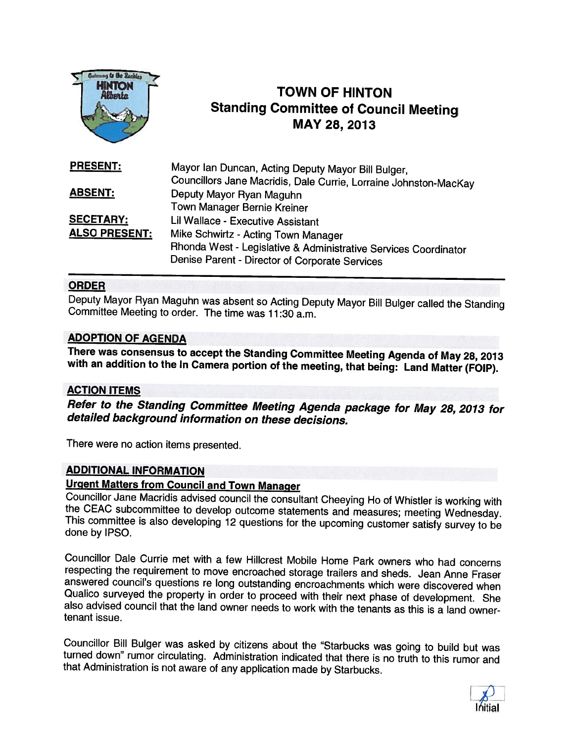# TOWN OF HINTON
## Standing Committee of Council Meeting
## MAY 28, 2013

| | |
|---|---|
| **PRESENT:** | Mayor Ian Duncan, Acting Deputy Mayor Bill Bulger, Councillors Jane Macridis, Dale Currie, Lorraine Johnston-MacKay |
| **ABSENT:** | Deputy Mayor Ryan Maguhn<br>Town Manager Bernie Kreiner |
| **SECETARY:** | Lil Wallace - Executive Assistant |
| **ALSO PRESENT:** | Mike Schwirtz - Acting Town Manager<br>Rhonda West - Legislative & Administrative Services Coordinator<br>Denise Parent - Director of Corporate Services |

### ORDER

Deputy Mayor Ryan Maguhn was absent so Acting Deputy Mayor Bill Bulger called the Standing Committee Meeting to order. The time was 11:30 a.m.

### ADOPTION OF AGENDA

**There was consensus to accept the Standing Committee Meeting Agenda of May 28, 2013 with an addition to the In Camera portion of the meeting, that being: Land Matter (FOIP).**

### ACTION ITEMS

***Refer to the Standing Committee Meeting Agenda package for May 28, 2013 for detailed background information on these decisions.***

There were no action items presented.

### ADDITIONAL INFORMATION

**Urgent Matters from Council and Town Manager**

Councillor Jane Macridis advised council the consultant Cheeying Ho of Whistler is working with the CEAC subcommittee to develop outcome statements and measures; meeting Wednesday. This committee is also developing 12 questions for the upcoming customer satisfy survey to be done by IPSO.

Councillor Dale Currie met with a few Hillcrest Mobile Home Park owners who had concerns respecting the requirement to move encroached storage trailers and sheds. Jean Anne Fraser answered council's questions re long outstanding encroachments which were discovered when Qualico surveyed the property in order to proceed with their next phase of development. She also advised council that the land owner needs to work with the tenants as this is a land owner-tenant issue.

Councillor Bill Bulger was asked by citizens about the "Starbucks was going to build but was turned down" rumor circulating. Administration indicated that there is no truth to this rumor and that Administration is not aware of any application made by Starbucks.

Initial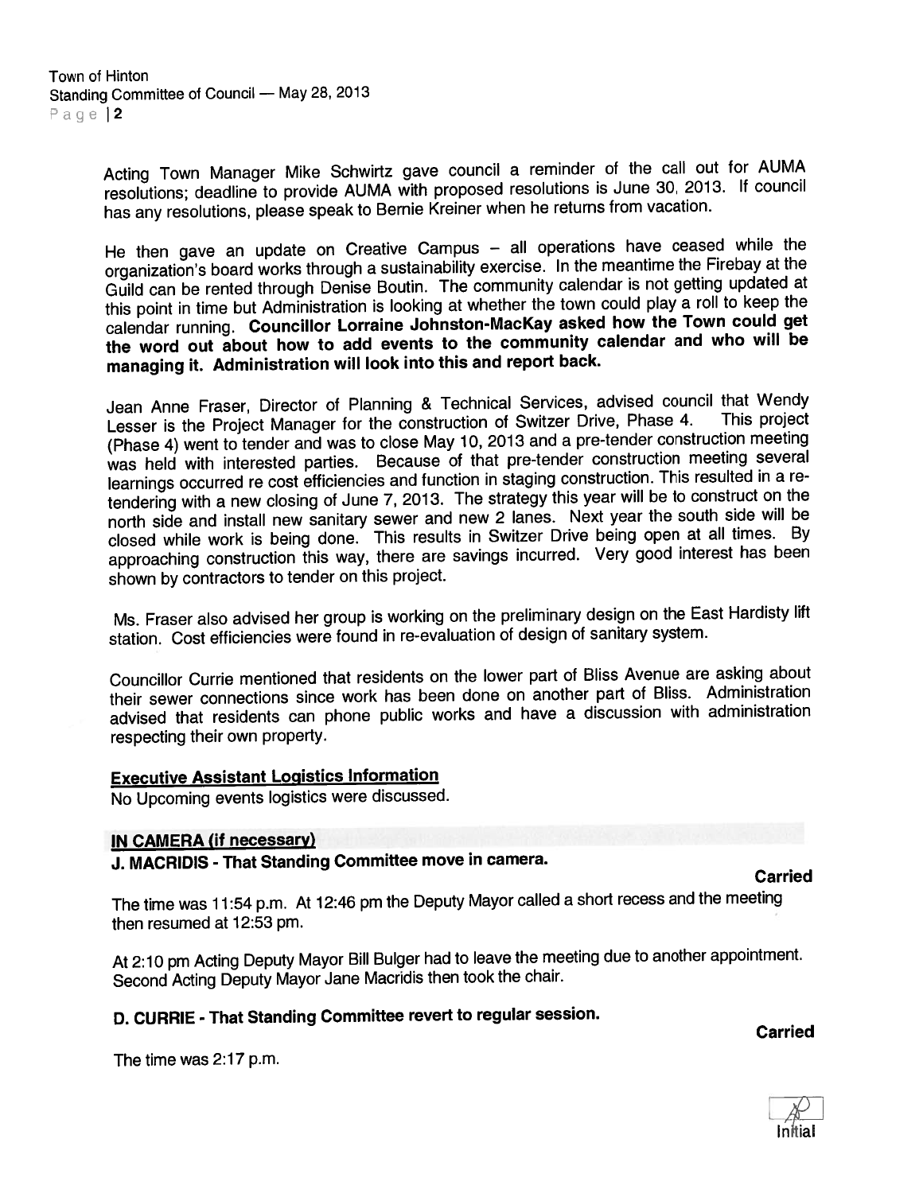Acting Town Manager Mike Schwirtz gave council a reminder of the call out for AUMA resolutions; deadline to provide AUMA with proposed resolutions is June 30, 2013. If council has any resolutions, please speak to Bernie Kreiner when he returns from vacation.

He then gave an update on Creative Campus – all operations have ceased while the organization's board works through a sustainability exercise. In the meantime the Firebay at the Guild can be rented through Denise Boutin. The community calendar is not getting updated at this point in time but Administration is looking at whether the town could play a roll to keep the calendar running. **Councillor Lorraine Johnston-MacKay asked how the Town could get the word out about how to add events to the community calendar and who will be managing it. Administration will look into this and report back.**

Jean Anne Fraser, Director of Planning & Technical Services, advised council that Wendy Lesser is the Project Manager for the construction of Switzer Drive, Phase 4. This project (Phase 4) went to tender and was to close May 10, 2013 and a pre-tender construction meeting was held with interested parties. Because of that pre-tender construction meeting several learnings occurred re cost efficiencies and function in staging construction. This resulted in a re-tendering with a new closing of June 7, 2013. The strategy this year will be to construct on the north side and install new sanitary sewer and new 2 lanes. Next year the south side will be closed while work is being done. This results in Switzer Drive being open at all times. By approaching construction this way, there are savings incurred. Very good interest has been shown by contractors to tender on this project.

Ms. Fraser also advised her group is working on the preliminary design on the East Hardisty lift station. Cost efficiencies were found in re-evaluation of design of sanitary system.

Councillor Currie mentioned that residents on the lower part of Bliss Avenue are asking about their sewer connections since work has been done on another part of Bliss. Administration advised that residents can phone public works and have a discussion with administration respecting their own property.

## Executive Assistant Logistics Information

No Upcoming events logistics were discussed.

## IN CAMERA (if necessary)

**J. MACRIDIS - That Standing Committee move in camera.**

**Carried**

The time was 11:54 p.m. At 12:46 pm the Deputy Mayor called a short recess and the meeting then resumed at 12:53 pm.

At 2:10 pm Acting Deputy Mayor Bill Bulger had to leave the meeting due to another appointment. Second Acting Deputy Mayor Jane Macridis then took the chair.

**D. CURRIE - That Standing Committee revert to regular session.**

**Carried**

The time was 2:17 p.m.

Initial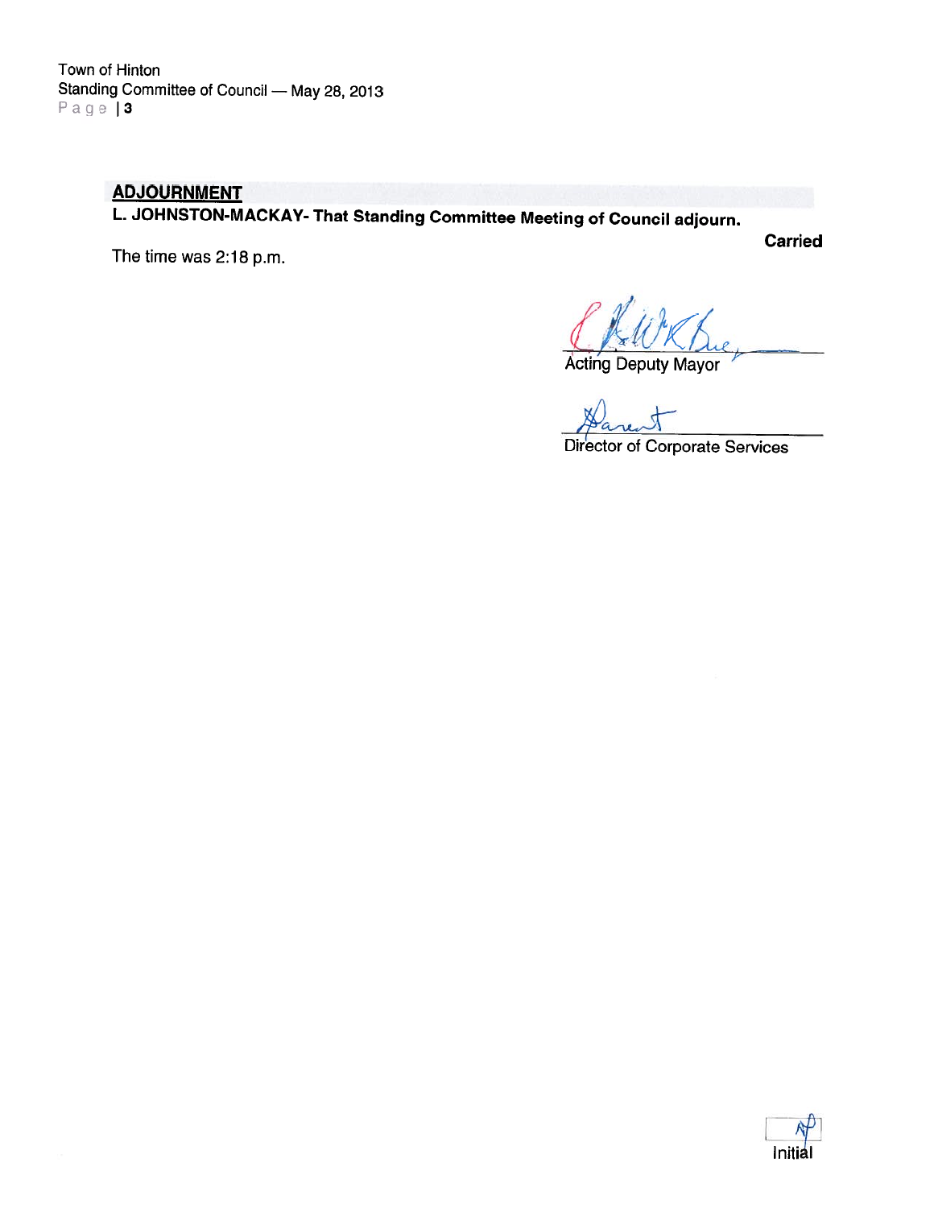## ADJOURNMENT

**L. JOHNSTON-MACKAY- That Standing Committee Meeting of Council adjourn.**

**Carried**

The time was 2:18 p.m.

Acting Deputy Mayor

Director of Corporate Services

Initial